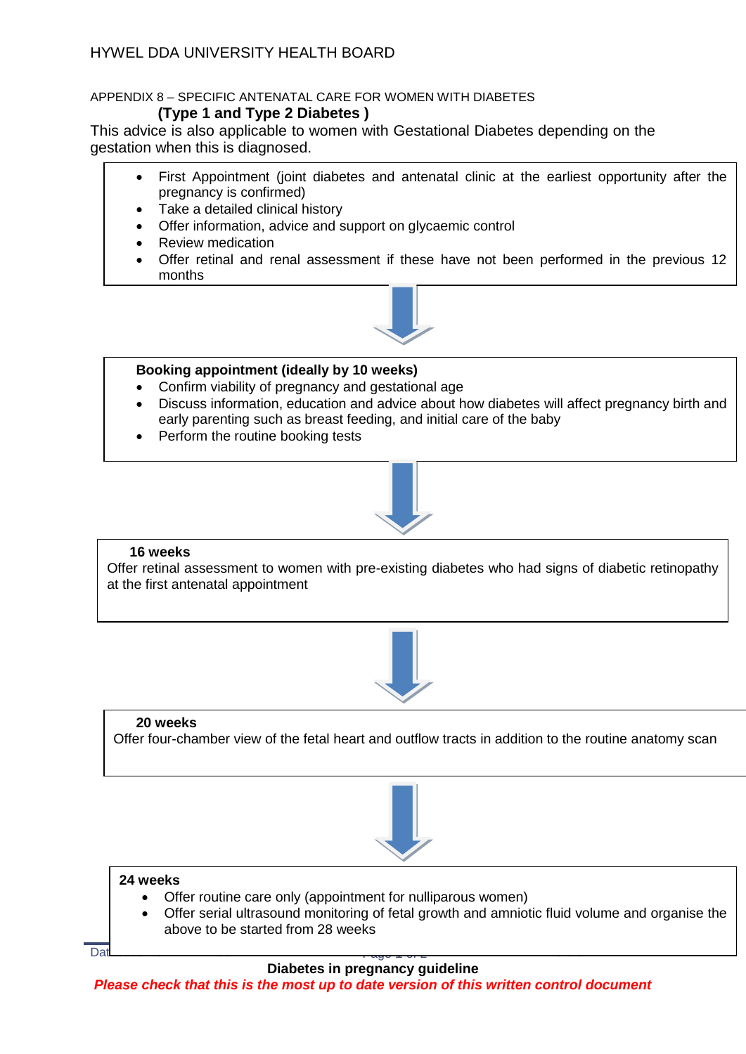HYWEL DDA UNIVERSITY HEALTH BOARD

APPENDIX 8 – SPECIFIC ANTENATAL CARE FOR WOMEN WITH DIABETES

**(Type 1 and Type 2 Diabetes )**

This advice is also applicable to women with Gestational Diabetes depending on the gestation when this is diagnosed.

- First Appointment (joint diabetes and antenatal clinic at the earliest opportunity after the pregnancy is confirmed)
- Take a detailed clinical history
- Offer information, advice and support on glycaemic control
- Review medication
- Offer retinal and renal assessment if these have not been performed in the previous 12 months

↓

**Booking appointment (ideally by 10 weeks)**

- Confirm viability of pregnancy and gestational age
- Discuss information, education and advice about how diabetes will affect pregnancy birth and early parenting such as breast feeding, and initial care of the baby
- Perform the routine booking tests

↓

**16 weeks**

Offer retinal assessment to women with pre-existing diabetes who had signs of diabetic retinopathy at the first antenatal appointment

↓

**20 weeks**

Offer four-chamber view of the fetal heart and outflow tracts in addition to the routine anatomy scan

↓

**24 weeks**

- Offer routine care only (appointment for nulliparous women)
- Offer serial ultrasound monitoring of fetal growth and amniotic fluid volume and organise the above to be started from 28 weeks

**Diabetes in pregnancy guideline**

***Please check that this is the most up to date version of this written control document***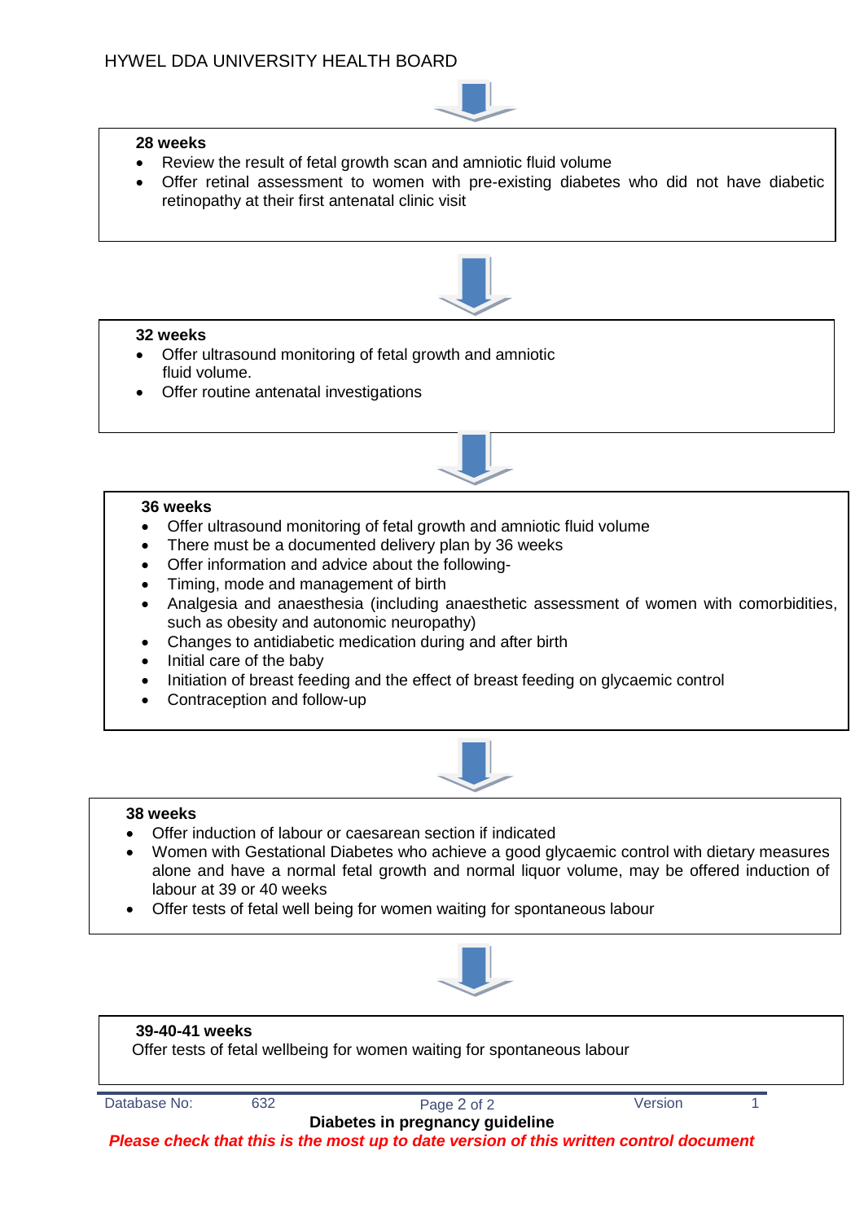**28 weeks**

- Review the result of fetal growth scan and amniotic fluid volume
- Offer retinal assessment to women with pre-existing diabetes who did not have diabetic retinopathy at their first antenatal clinic visit

**32 weeks**

- Offer ultrasound monitoring of fetal growth and amniotic fluid volume.
- Offer routine antenatal investigations

**36 weeks**

- Offer ultrasound monitoring of fetal growth and amniotic fluid volume
- There must be a documented delivery plan by 36 weeks
- Offer information and advice about the following-
- Timing, mode and management of birth
- Analgesia and anaesthesia (including anaesthetic assessment of women with comorbidities, such as obesity and autonomic neuropathy)
- Changes to antidiabetic medication during and after birth
- Initial care of the baby
- Initiation of breast feeding and the effect of breast feeding on glycaemic control
- Contraception and follow-up

**38 weeks**

- Offer induction of labour or caesarean section if indicated
- Women with Gestational Diabetes who achieve a good glycaemic control with dietary measures alone and have a normal fetal growth and normal liquor volume, may be offered induction of labour at 39 or 40 weeks
- Offer tests of fetal well being for women waiting for spontaneous labour

**39-40-41 weeks**

Offer tests of fetal wellbeing for women waiting for spontaneous labour